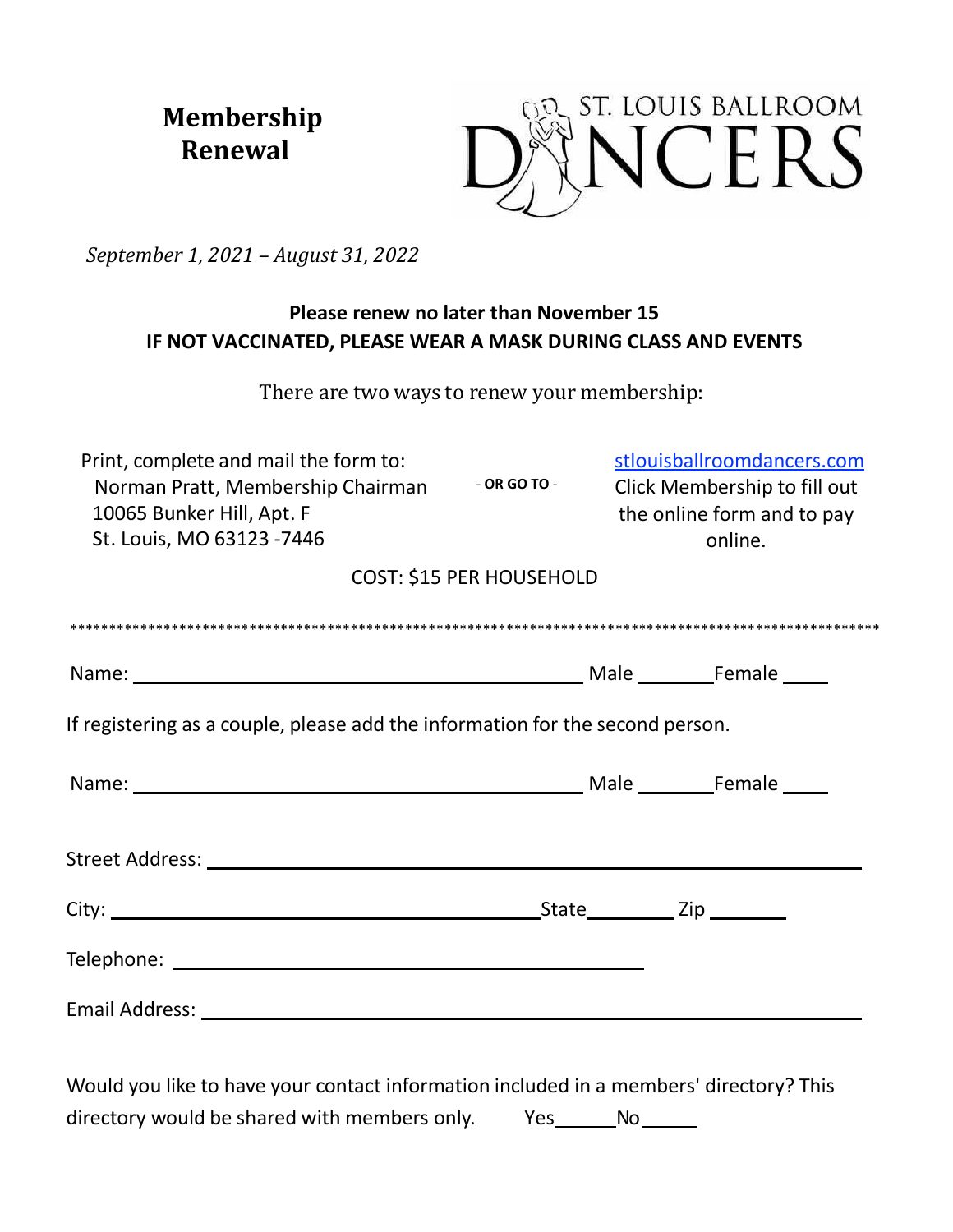# Membership Renewal

ST. LOUIS BALLROOM DANCERS

*September 1, 2021 – August 31, 2022*

**Please renew no later than November 15**
**IF NOT VACCINATED, PLEASE WEAR A MASK DURING CLASS AND EVENTS**

There are two ways to renew your membership:

Print, complete and mail the form to:
Norman Pratt, Membership Chairman
10065 Bunker Hill, Apt. F
St. Louis, MO 63123 -7446

**- OR GO TO -**

[stlouisballroomdancers.com](stlouisballroomdancers.com)
Click Membership to fill out the online form and to pay online.

COST: $15 PER HOUSEHOLD

*****************************************************************************************************

Name: ____________________________________________ Male _______ Female ____

If registering as a couple, please add the information for the second person.

Name: ____________________________________________ Male _______ Female ____

Street Address: ____________________________________________________________

City: ________________________________________ State ________ Zip _______

Telephone: ____________________________________________

Email Address: ____________________________________________________________

Would you like to have your contact information included in a members' directory? This directory would be shared with members only. Yes______ No______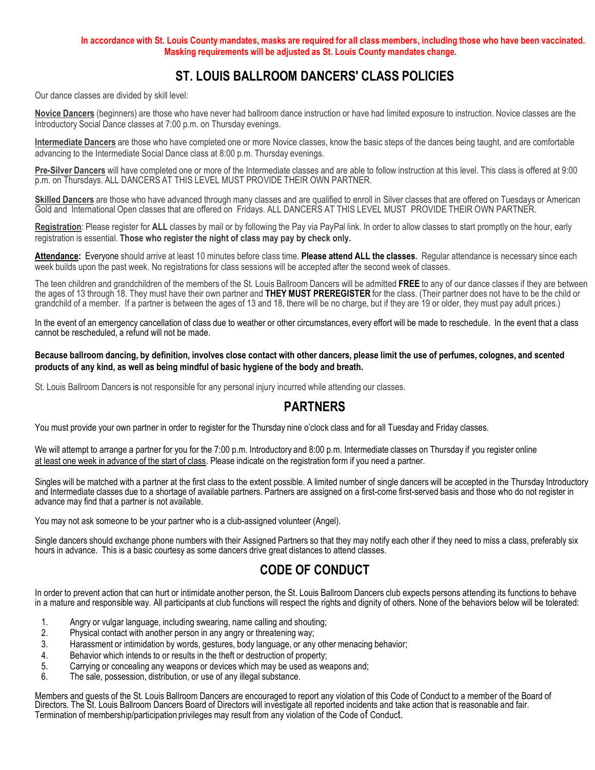**In accordance with St. Louis County mandates, masks are required for all class members, including those who have been vaccinated. Masking requirements will be adjusted as St. Louis County mandates change.**

# ST. LOUIS BALLROOM DANCERS' CLASS POLICIES

Our dance classes are divided by skill level:

**Novice Dancers** (beginners) are those who have never had ballroom dance instruction or have had limited exposure to instruction. Novice classes are the Introductory Social Dance classes at 7:00 p.m. on Thursday evenings.

**Intermediate Dancers** are those who have completed one or more Novice classes, know the basic steps of the dances being taught, and are comfortable advancing to the Intermediate Social Dance class at 8:00 p.m. Thursday evenings.

**Pre-Silver Dancers** will have completed one or more of the Intermediate classes and are able to follow instruction at this level. This class is offered at 9:00 p.m. on Thursdays. ALL DANCERS AT THIS LEVEL MUST PROVIDE THEIR OWN PARTNER.

**Skilled Dancers** are those who have advanced through many classes and are qualified to enroll in Silver classes that are offered on Tuesdays or American Gold and International Open classes that are offered on Fridays. ALL DANCERS AT THIS LEVEL MUST PROVIDE THEIR OWN PARTNER.

**Registration**: Please register for **ALL** classes by mail or by following the Pay via PayPal link. In order to allow classes to start promptly on the hour, early registration is essential. **Those who register the night of class may pay by check only.**

**Attendance:** Everyone should arrive at least 10 minutes before class time. **Please attend ALL the classes.** Regular attendance is necessary since each week builds upon the past week. No registrations for class sessions will be accepted after the second week of classes.

The teen children and grandchildren of the members of the St. Louis Ballroom Dancers will be admitted **FREE** to any of our dance classes if they are between the ages of 13 through 18. They must have their own partner and **THEY MUST PREREGISTER** for the class. (Their partner does not have to be the child or grandchild of a member. If a partner is between the ages of 13 and 18, there will be no charge, but if they are 19 or older, they must pay adult prices.)

In the event of an emergency cancellation of class due to weather or other circumstances, every effort will be made to reschedule. In the event that a class cannot be rescheduled, a refund will not be made.

**Because ballroom dancing, by definition, involves close contact with other dancers, please limit the use of perfumes, colognes, and scented products of any kind, as well as being mindful of basic hygiene of the body and breath.**

St. Louis Ballroom Dancers is not responsible for any personal injury incurred while attending our classes.

## PARTNERS

You must provide your own partner in order to register for the Thursday nine o'clock class and for all Tuesday and Friday classes.

We will attempt to arrange a partner for you for the 7:00 p.m. Introductory and 8:00 p.m. Intermediate classes on Thursday if you register online at least one week in advance of the start of class. Please indicate on the registration form if you need a partner.

Singles will be matched with a partner at the first class to the extent possible. A limited number of single dancers will be accepted in the Thursday Introductory and Intermediate classes due to a shortage of available partners. Partners are assigned on a first-come first-served basis and those who do not register in advance may find that a partner is not available.

You may not ask someone to be your partner who is a club-assigned volunteer (Angel).

Single dancers should exchange phone numbers with their Assigned Partners so that they may notify each other if they need to miss a class, preferably six hours in advance. This is a basic courtesy as some dancers drive great distances to attend classes.

## CODE OF CONDUCT

In order to prevent action that can hurt or intimidate another person, the St. Louis Ballroom Dancers club expects persons attending its functions to behave in a mature and responsible way. All participants at club functions will respect the rights and dignity of others. None of the behaviors below will be tolerated:

1. Angry or vulgar language, including swearing, name calling and shouting;
2. Physical contact with another person in any angry or threatening way;
3. Harassment or intimidation by words, gestures, body language, or any other menacing behavior;
4. Behavior which intends to or results in the theft or destruction of property;
5. Carrying or concealing any weapons or devices which may be used as weapons and;
6. The sale, possession, distribution, or use of any illegal substance.

Members and guests of the St. Louis Ballroom Dancers are encouraged to report any violation of this Code of Conduct to a member of the Board of Directors. The St. Louis Ballroom Dancers Board of Directors will investigate all reported incidents and take action that is reasonable and fair. Termination of membership/participation privileges may result from any violation of the Code of Conduct.